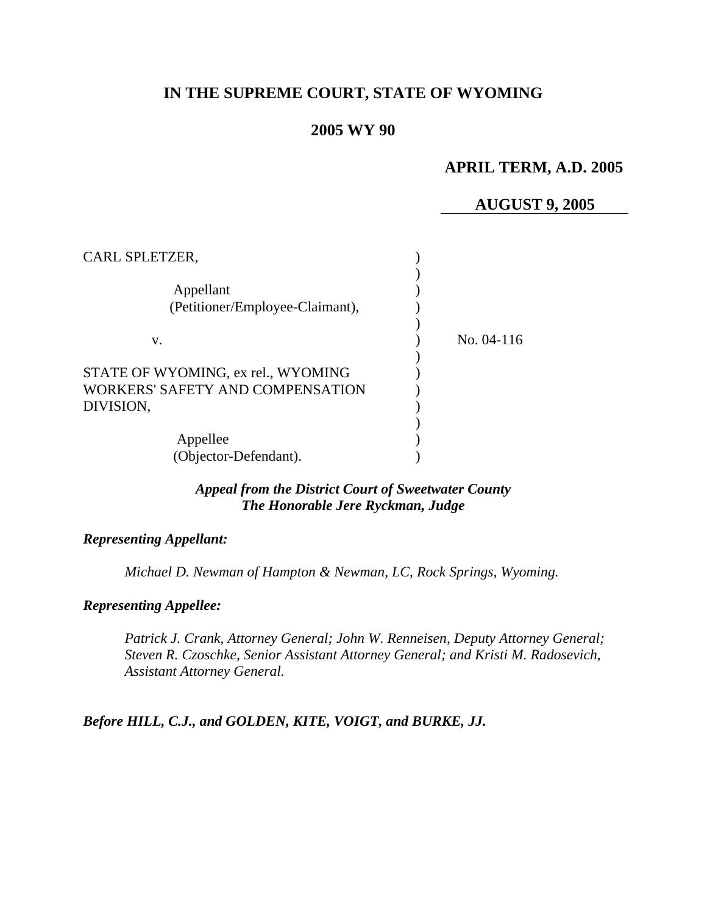# IN THE SUPREME COURT, STATE OF WYOMING

## 2005 WY 90

**APRIL TERM, A.D. 2005**

**AUGUST 9, 2005**

| | | |
|---|---|---|
| CARL SPLETZER,<br><br>Appellant<br>(Petitioner/Employee-Claimant),<br><br>v.<br><br>STATE OF WYOMING, ex rel., WYOMING WORKERS' SAFETY AND COMPENSATION DIVISION,<br><br>Appellee<br>(Objector-Defendant). | ) | No. 04-116 |

***Appeal from the District Court of Sweetwater County***
***The Honorable Jere Ryckman, Judge***

***Representing Appellant:***

*Michael D. Newman of Hampton & Newman, LC, Rock Springs, Wyoming.*

***Representing Appellee:***

*Patrick J. Crank, Attorney General; John W. Renneisen, Deputy Attorney General; Steven R. Czoschke, Senior Assistant Attorney General; and Kristi M. Radosevich, Assistant Attorney General.*

***Before HILL, C.J., and GOLDEN, KITE, VOIGT, and BURKE, JJ.***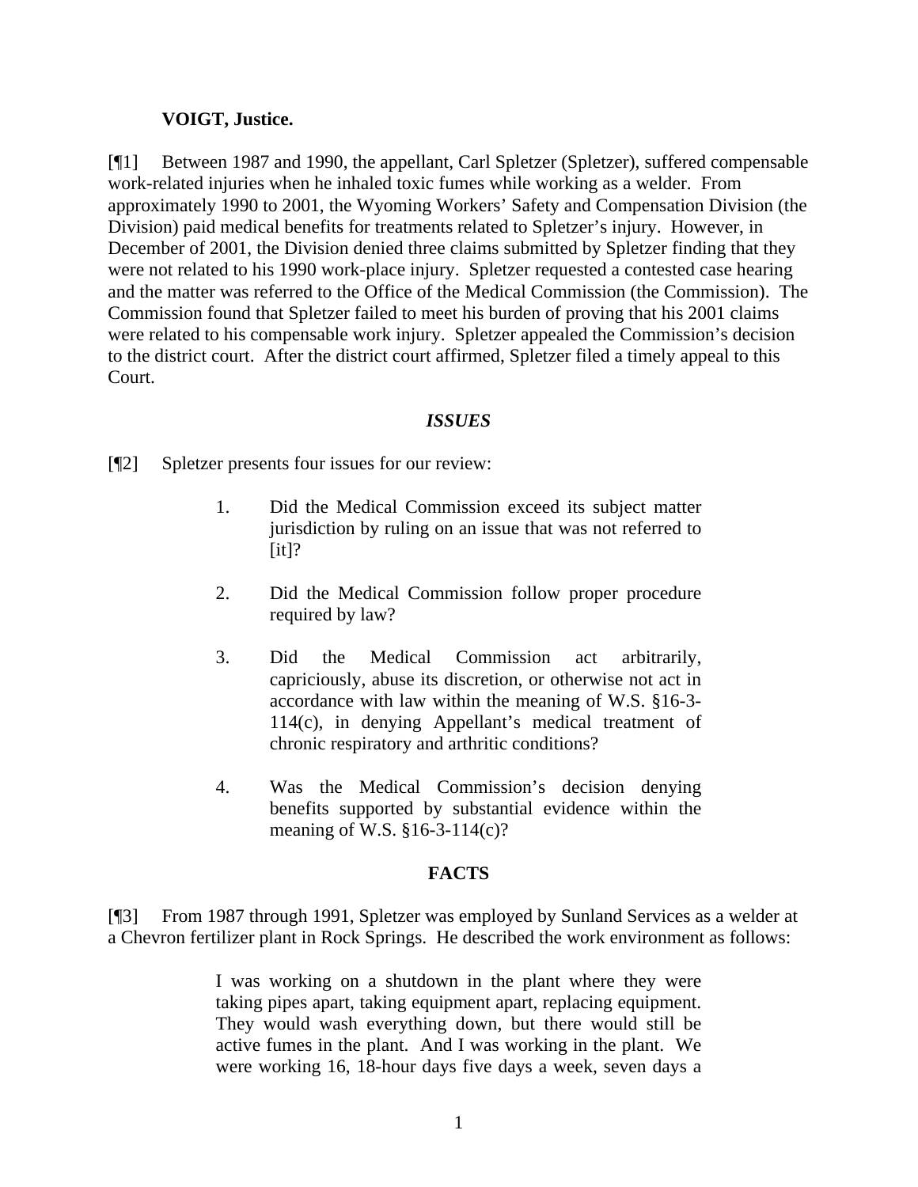**VOIGT, Justice.**

[¶1] Between 1987 and 1990, the appellant, Carl Spletzer (Spletzer), suffered compensable work-related injuries when he inhaled toxic fumes while working as a welder. From approximately 1990 to 2001, the Wyoming Workers' Safety and Compensation Division (the Division) paid medical benefits for treatments related to Spletzer's injury. However, in December of 2001, the Division denied three claims submitted by Spletzer finding that they were not related to his 1990 work-place injury. Spletzer requested a contested case hearing and the matter was referred to the Office of the Medical Commission (the Commission). The Commission found that Spletzer failed to meet his burden of proving that his 2001 claims were related to his compensable work injury. Spletzer appealed the Commission's decision to the district court. After the district court affirmed, Spletzer filed a timely appeal to this Court.

## *ISSUES*

[¶2] Spletzer presents four issues for our review:

> 1. Did the Medical Commission exceed its subject matter jurisdiction by ruling on an issue that was not referred to [it]?
>
> 2. Did the Medical Commission follow proper procedure required by law?
>
> 3. Did the Medical Commission act arbitrarily, capriciously, abuse its discretion, or otherwise not act in accordance with law within the meaning of W.S. §16-3-114(c), in denying Appellant's medical treatment of chronic respiratory and arthritic conditions?
>
> 4. Was the Medical Commission's decision denying benefits supported by substantial evidence within the meaning of W.S. §16-3-114(c)?

## FACTS

[¶3] From 1987 through 1991, Spletzer was employed by Sunland Services as a welder at a Chevron fertilizer plant in Rock Springs. He described the work environment as follows:

> I was working on a shutdown in the plant where they were taking pipes apart, taking equipment apart, replacing equipment. They would wash everything down, but there would still be active fumes in the plant. And I was working in the plant. We were working 16, 18-hour days five days a week, seven days a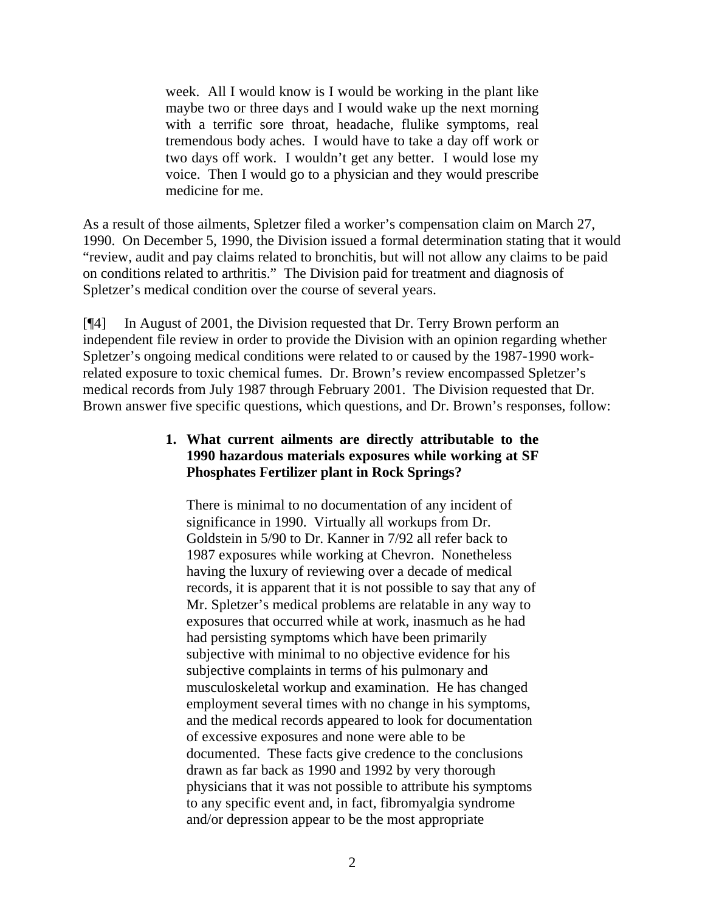> week. All I would know is I would be working in the plant like maybe two or three days and I would wake up the next morning with a terrific sore throat, headache, flulike symptoms, real tremendous body aches. I would have to take a day off work or two days off work. I wouldn't get any better. I would lose my voice. Then I would go to a physician and they would prescribe medicine for me.

As a result of those ailments, Spletzer filed a worker's compensation claim on March 27, 1990. On December 5, 1990, the Division issued a formal determination stating that it would "review, audit and pay claims related to bronchitis, but will not allow any claims to be paid on conditions related to arthritis." The Division paid for treatment and diagnosis of Spletzer's medical condition over the course of several years.

[¶4] In August of 2001, the Division requested that Dr. Terry Brown perform an independent file review in order to provide the Division with an opinion regarding whether Spletzer's ongoing medical conditions were related to or caused by the 1987-1990 work-related exposure to toxic chemical fumes. Dr. Brown's review encompassed Spletzer's medical records from July 1987 through February 2001. The Division requested that Dr. Brown answer five specific questions, which questions, and Dr. Brown's responses, follow:

> 1. **What current ailments are directly attributable to the 1990 hazardous materials exposures while working at SF Phosphates Fertilizer plant in Rock Springs?**
>
> There is minimal to no documentation of any incident of significance in 1990. Virtually all workups from Dr. Goldstein in 5/90 to Dr. Kanner in 7/92 all refer back to 1987 exposures while working at Chevron. Nonetheless having the luxury of reviewing over a decade of medical records, it is apparent that it is not possible to say that any of Mr. Spletzer's medical problems are relatable in any way to exposures that occurred while at work, inasmuch as he had had persisting symptoms which have been primarily subjective with minimal to no objective evidence for his subjective complaints in terms of his pulmonary and musculoskeletal workup and examination. He has changed employment several times with no change in his symptoms, and the medical records appeared to look for documentation of excessive exposures and none were able to be documented. These facts give credence to the conclusions drawn as far back as 1990 and 1992 by very thorough physicians that it was not possible to attribute his symptoms to any specific event and, in fact, fibromyalgia syndrome and/or depression appear to be the most appropriate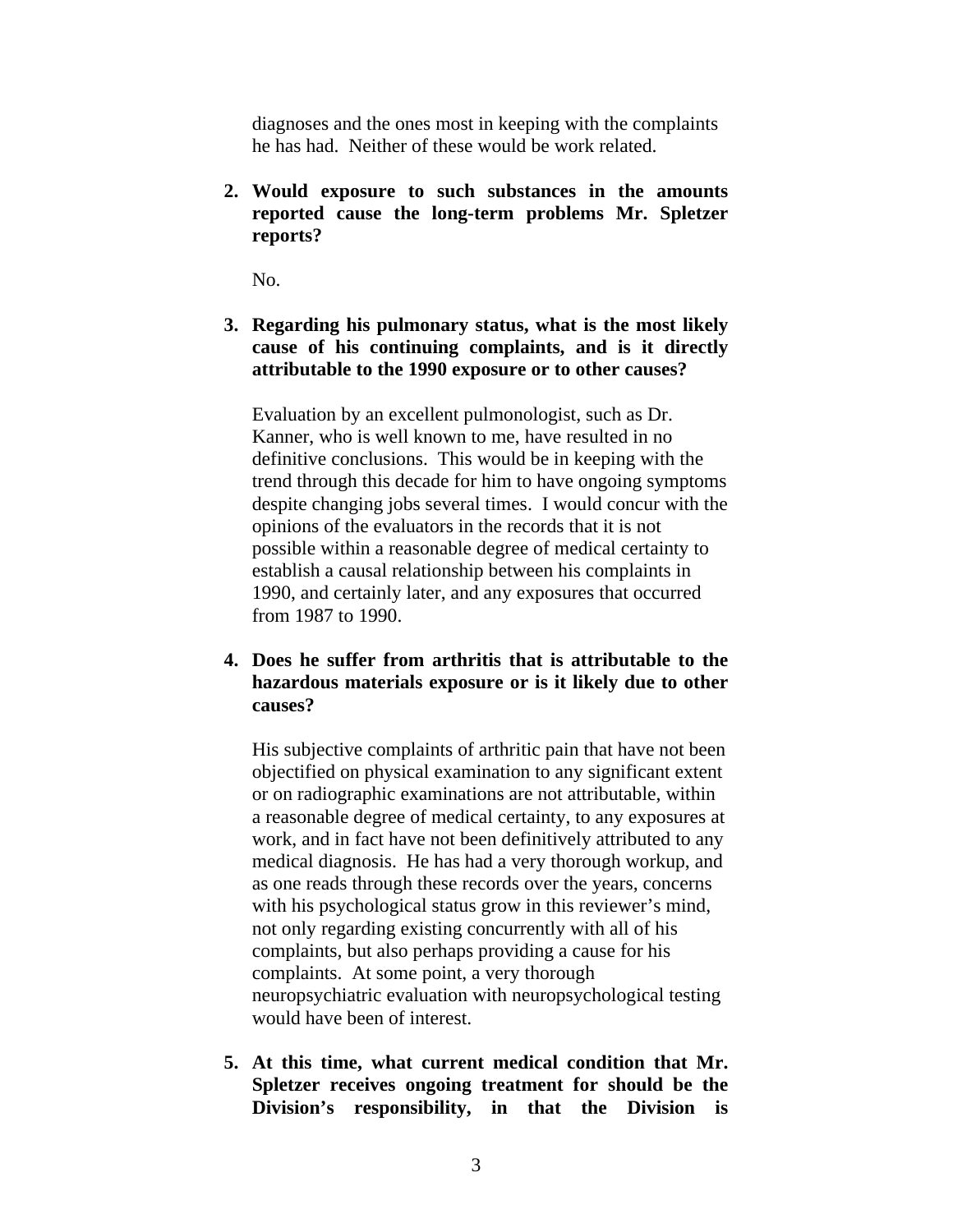diagnoses and the ones most in keeping with the complaints he has had. Neither of these would be work related.

2. **Would exposure to such substances in the amounts reported cause the long-term problems Mr. Spletzer reports?**

   No.

3. **Regarding his pulmonary status, what is the most likely cause of his continuing complaints, and is it directly attributable to the 1990 exposure or to other causes?**

   Evaluation by an excellent pulmonologist, such as Dr. Kanner, who is well known to me, have resulted in no definitive conclusions. This would be in keeping with the trend through this decade for him to have ongoing symptoms despite changing jobs several times. I would concur with the opinions of the evaluators in the records that it is not possible within a reasonable degree of medical certainty to establish a causal relationship between his complaints in 1990, and certainly later, and any exposures that occurred from 1987 to 1990.

4. **Does he suffer from arthritis that is attributable to the hazardous materials exposure or is it likely due to other causes?**

   His subjective complaints of arthritic pain that have not been objectified on physical examination to any significant extent or on radiographic examinations are not attributable, within a reasonable degree of medical certainty, to any exposures at work, and in fact have not been definitively attributed to any medical diagnosis. He has had a very thorough workup, and as one reads through these records over the years, concerns with his psychological status grow in this reviewer's mind, not only regarding existing concurrently with all of his complaints, but also perhaps providing a cause for his complaints. At some point, a very thorough neuropsychiatric evaluation with neuropsychological testing would have been of interest.

5. **At this time, what current medical condition that Mr. Spletzer receives ongoing treatment for should be the Division's responsibility, in that the Division is**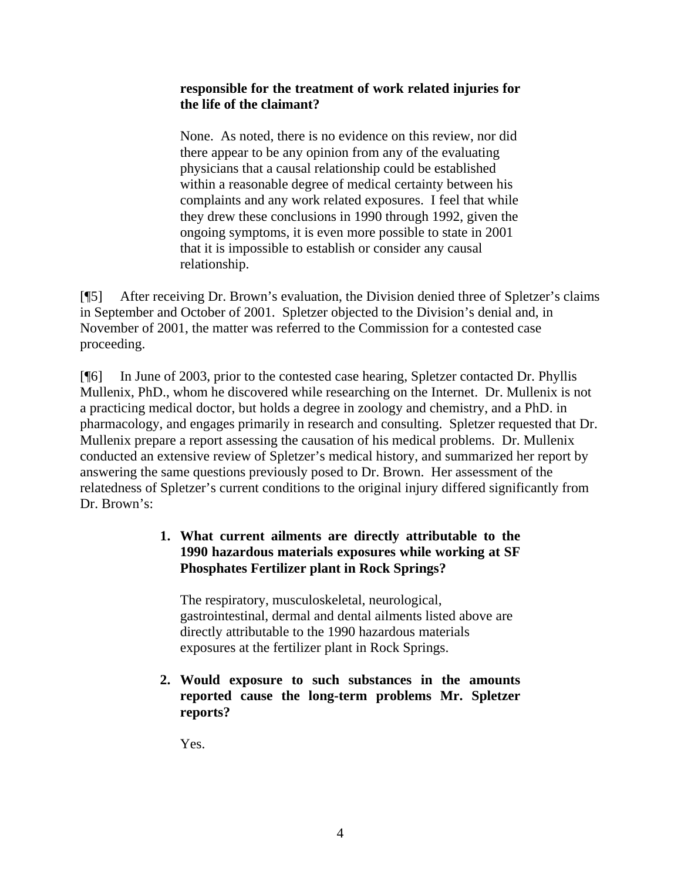**responsible for the treatment of work related injuries for the life of the claimant?**

None. As noted, there is no evidence on this review, nor did there appear to be any opinion from any of the evaluating physicians that a causal relationship could be established within a reasonable degree of medical certainty between his complaints and any work related exposures. I feel that while they drew these conclusions in 1990 through 1992, given the ongoing symptoms, it is even more possible to state in 2001 that it is impossible to establish or consider any causal relationship.

[¶5] After receiving Dr. Brown's evaluation, the Division denied three of Spletzer's claims in September and October of 2001. Spletzer objected to the Division's denial and, in November of 2001, the matter was referred to the Commission for a contested case proceeding.

[¶6] In June of 2003, prior to the contested case hearing, Spletzer contacted Dr. Phyllis Mullenix, PhD., whom he discovered while researching on the Internet. Dr. Mullenix is not a practicing medical doctor, but holds a degree in zoology and chemistry, and a PhD. in pharmacology, and engages primarily in research and consulting. Spletzer requested that Dr. Mullenix prepare a report assessing the causation of his medical problems. Dr. Mullenix conducted an extensive review of Spletzer's medical history, and summarized her report by answering the same questions previously posed to Dr. Brown. Her assessment of the relatedness of Spletzer's current conditions to the original injury differed significantly from Dr. Brown's:

1. **What current ailments are directly attributable to the 1990 hazardous materials exposures while working at SF Phosphates Fertilizer plant in Rock Springs?**

   The respiratory, musculoskeletal, neurological, gastrointestinal, dermal and dental ailments listed above are directly attributable to the 1990 hazardous materials exposures at the fertilizer plant in Rock Springs.

2. **Would exposure to such substances in the amounts reported cause the long-term problems Mr. Spletzer reports?**

   Yes.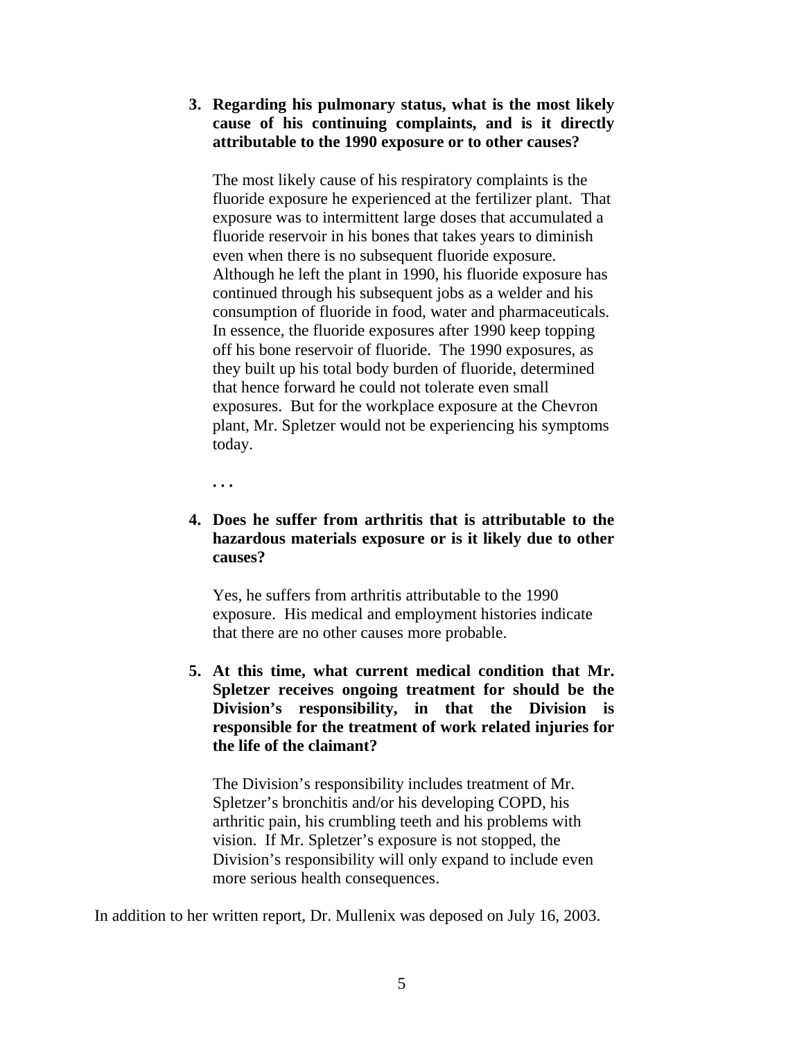3. **Regarding his pulmonary status, what is the most likely cause of his continuing complaints, and is it directly attributable to the 1990 exposure or to other causes?**

   The most likely cause of his respiratory complaints is the fluoride exposure he experienced at the fertilizer plant. That exposure was to intermittent large doses that accumulated a fluoride reservoir in his bones that takes years to diminish even when there is no subsequent fluoride exposure. Although he left the plant in 1990, his fluoride exposure has continued through his subsequent jobs as a welder and his consumption of fluoride in food, water and pharmaceuticals. In essence, the fluoride exposures after 1990 keep topping off his bone reservoir of fluoride. The 1990 exposures, as they built up his total body burden of fluoride, determined that hence forward he could not tolerate even small exposures. But for the workplace exposure at the Chevron plant, Mr. Spletzer would not be experiencing his symptoms today.

   **. . .**

4. **Does he suffer from arthritis that is attributable to the hazardous materials exposure or is it likely due to other causes?**

   Yes, he suffers from arthritis attributable to the 1990 exposure. His medical and employment histories indicate that there are no other causes more probable.

5. **At this time, what current medical condition that Mr. Spletzer receives ongoing treatment for should be the Division's responsibility, in that the Division is responsible for the treatment of work related injuries for the life of the claimant?**

   The Division's responsibility includes treatment of Mr. Spletzer's bronchitis and/or his developing COPD, his arthritic pain, his crumbling teeth and his problems with vision. If Mr. Spletzer's exposure is not stopped, the Division's responsibility will only expand to include even more serious health consequences.

In addition to her written report, Dr. Mullenix was deposed on July 16, 2003.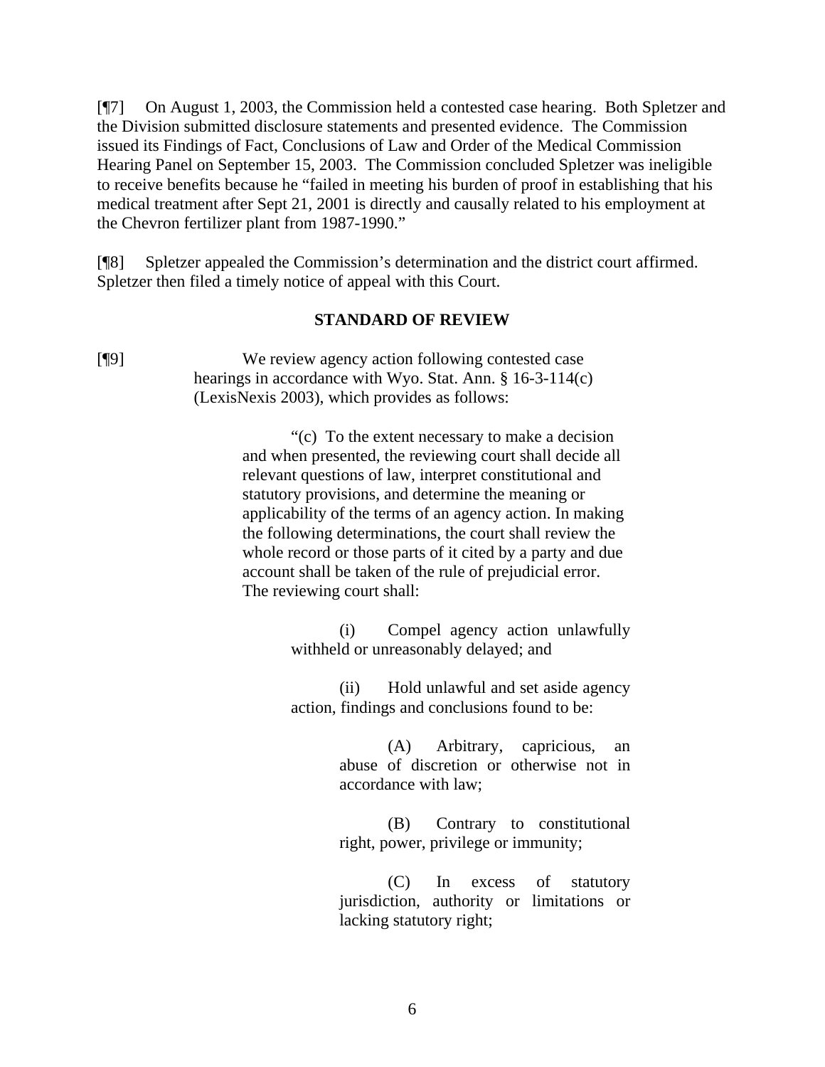[¶7] On August 1, 2003, the Commission held a contested case hearing. Both Spletzer and the Division submitted disclosure statements and presented evidence. The Commission issued its Findings of Fact, Conclusions of Law and Order of the Medical Commission Hearing Panel on September 15, 2003. The Commission concluded Spletzer was ineligible to receive benefits because he "failed in meeting his burden of proof in establishing that his medical treatment after Sept 21, 2001 is directly and causally related to his employment at the Chevron fertilizer plant from 1987-1990."

[¶8] Spletzer appealed the Commission's determination and the district court affirmed. Spletzer then filed a timely notice of appeal with this Court.

## STANDARD OF REVIEW

[¶9]

> We review agency action following contested case hearings in accordance with Wyo. Stat. Ann. § 16-3-114(c) (LexisNexis 2003), which provides as follows:
>
> > "(c) To the extent necessary to make a decision and when presented, the reviewing court shall decide all relevant questions of law, interpret constitutional and statutory provisions, and determine the meaning or applicability of the terms of an agency action. In making the following determinations, the court shall review the whole record or those parts of it cited by a party and due account shall be taken of the rule of prejudicial error. The reviewing court shall:
> >
> > > (i) Compel agency action unlawfully withheld or unreasonably delayed; and
> > >
> > > (ii) Hold unlawful and set aside agency action, findings and conclusions found to be:
> > >
> > > > (A) Arbitrary, capricious, an abuse of discretion or otherwise not in accordance with law;
> > > >
> > > > (B) Contrary to constitutional right, power, privilege or immunity;
> > > >
> > > > (C) In excess of statutory jurisdiction, authority or limitations or lacking statutory right;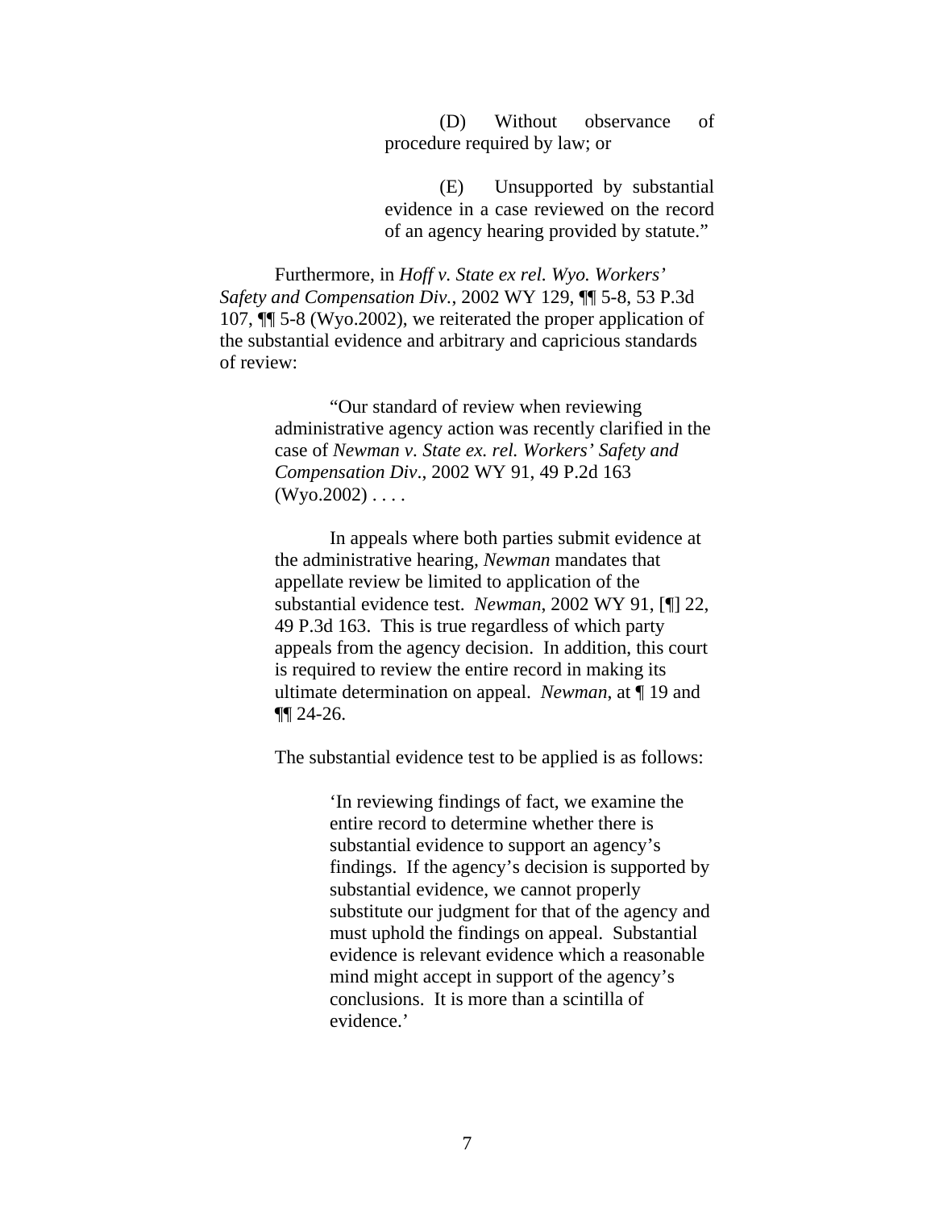> > (D) Without observance of procedure required by law; or
> >
> > (E) Unsupported by substantial evidence in a case reviewed on the record of an agency hearing provided by statute."

Furthermore, in *Hoff v. State ex rel. Wyo. Workers' Safety and Compensation Div.*, 2002 WY 129, ¶¶ 5-8, 53 P.3d 107, ¶¶ 5-8 (Wyo.2002), we reiterated the proper application of the substantial evidence and arbitrary and capricious standards of review:

> "Our standard of review when reviewing administrative agency action was recently clarified in the case of *Newman v. State ex. rel. Workers' Safety and Compensation Div*., 2002 WY 91, 49 P.2d 163 (Wyo.2002) . . . .
>
> In appeals where both parties submit evidence at the administrative hearing, *Newman* mandates that appellate review be limited to application of the substantial evidence test. *Newman*, 2002 WY 91, [¶] 22, 49 P.3d 163. This is true regardless of which party appeals from the agency decision. In addition, this court is required to review the entire record in making its ultimate determination on appeal. *Newman*, at ¶ 19 and ¶¶ 24-26.
>
> The substantial evidence test to be applied is as follows:
>
> > 'In reviewing findings of fact, we examine the entire record to determine whether there is substantial evidence to support an agency's findings. If the agency's decision is supported by substantial evidence, we cannot properly substitute our judgment for that of the agency and must uphold the findings on appeal. Substantial evidence is relevant evidence which a reasonable mind might accept in support of the agency's conclusions. It is more than a scintilla of evidence.'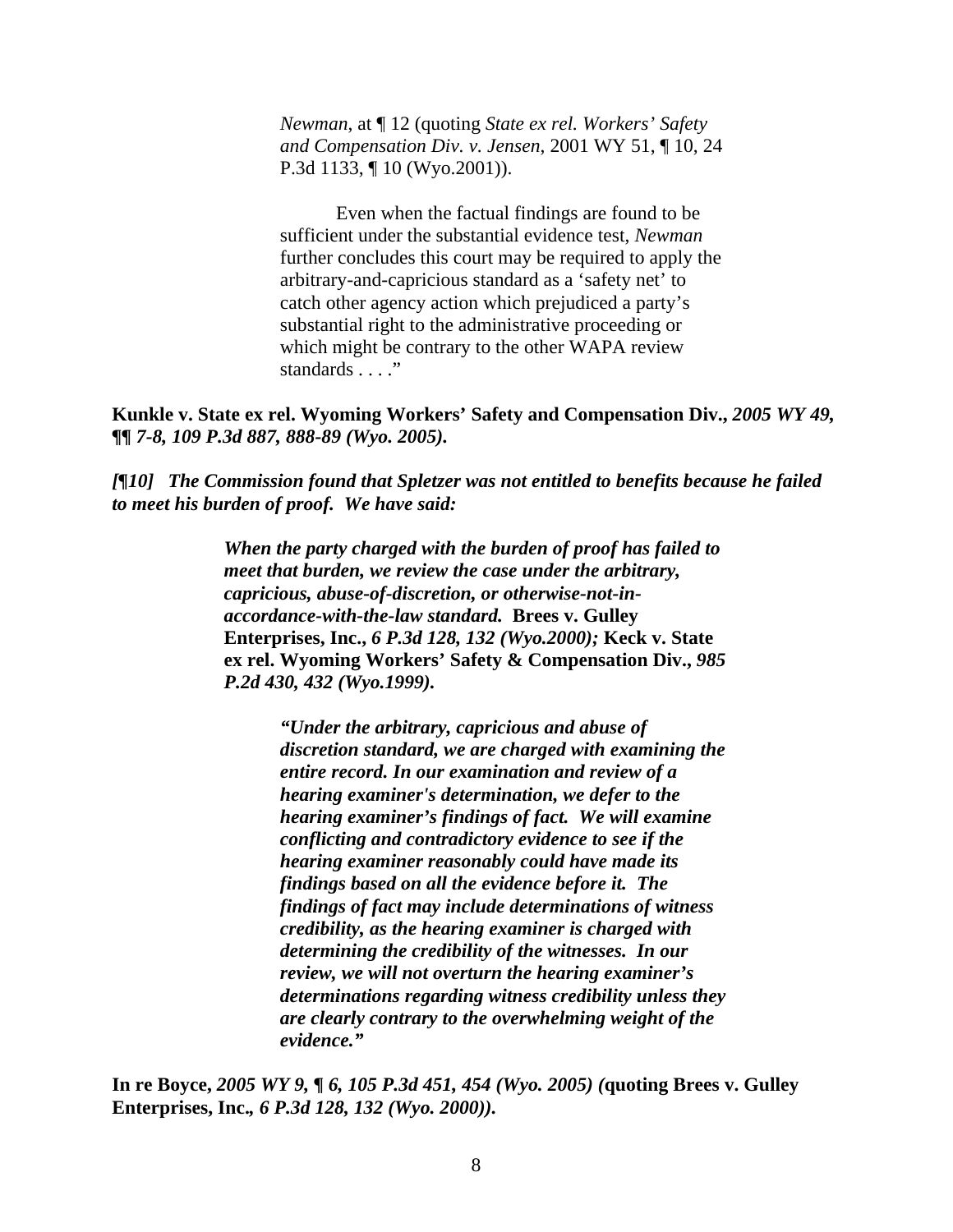> *Newman*, at ¶ 12 (quoting *State ex rel. Workers' Safety and Compensation Div. v. Jensen*, 2001 WY 51, ¶ 10, 24 P.3d 1133, ¶ 10 (Wyo.2001)).
>
> Even when the factual findings are found to be sufficient under the substantial evidence test, *Newman* further concludes this court may be required to apply the arbitrary-and-capricious standard as a 'safety net' to catch other agency action which prejudiced a party's substantial right to the administrative proceeding or which might be contrary to the other WAPA review standards . . . ."

**Kunkle v. State ex rel. Wyoming Workers' Safety and Compensation Div.,** ***2005 WY 49, ¶¶ 7-8, 109 P.3d 887, 888-89 (Wyo. 2005).***

***[¶10] The Commission found that Spletzer was not entitled to benefits because he failed to meet his burden of proof. We have said:***

> ***When the party charged with the burden of proof has failed to meet that burden, we review the case under the arbitrary, capricious, abuse-of-discretion, or otherwise-not-in-accordance-with-the-law standard.*** **Brees v. Gulley Enterprises, Inc.,** ***6 P.3d 128, 132 (Wyo.2000);*** **Keck v. State ex rel. Wyoming Workers' Safety & Compensation Div.,** ***985 P.2d 430, 432 (Wyo.1999).***
>
> > ***"Under the arbitrary, capricious and abuse of discretion standard, we are charged with examining the entire record. In our examination and review of a hearing examiner's determination, we defer to the hearing examiner's findings of fact. We will examine conflicting and contradictory evidence to see if the hearing examiner reasonably could have made its findings based on all the evidence before it. The findings of fact may include determinations of witness credibility, as the hearing examiner is charged with determining the credibility of the witnesses. In our review, we will not overturn the hearing examiner's determinations regarding witness credibility unless they are clearly contrary to the overwhelming weight of the evidence."***

**In re Boyce,** ***2005 WY 9, ¶ 6, 105 P.3d 451, 454 (Wyo. 2005) (*****quoting Brees v. Gulley Enterprises, Inc.,** ***6 P.3d 128, 132 (Wyo. 2000)).***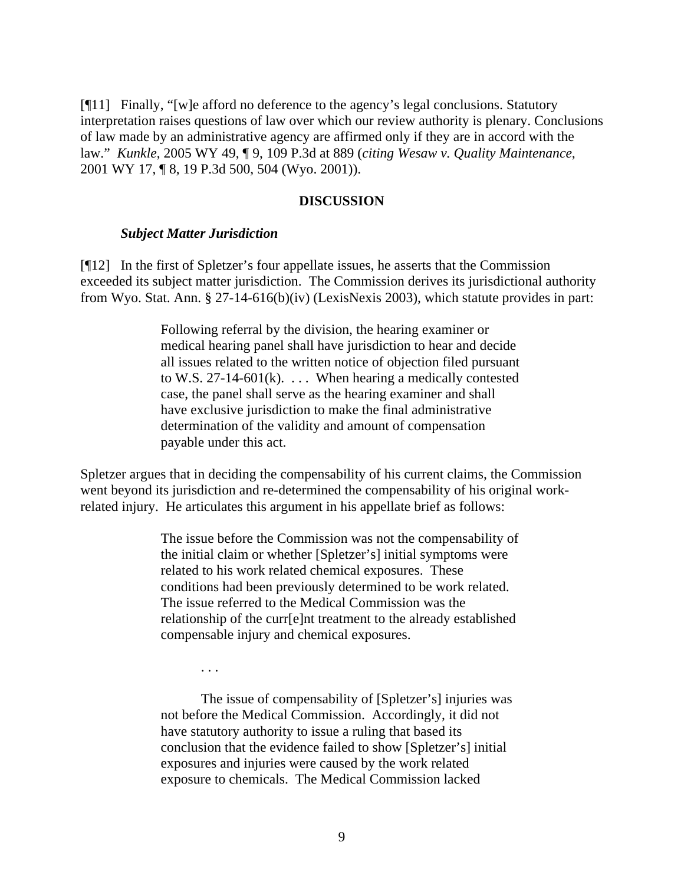[¶11] Finally, "[w]e afford no deference to the agency's legal conclusions. Statutory interpretation raises questions of law over which our review authority is plenary. Conclusions of law made by an administrative agency are affirmed only if they are in accord with the law." *Kunkle*, 2005 WY 49, ¶ 9, 109 P.3d at 889 (*citing Wesaw v. Quality Maintenance*, 2001 WY 17, ¶ 8, 19 P.3d 500, 504 (Wyo. 2001)).

**DISCUSSION**

***Subject Matter Jurisdiction***

[¶12] In the first of Spletzer's four appellate issues, he asserts that the Commission exceeded its subject matter jurisdiction. The Commission derives its jurisdictional authority from Wyo. Stat. Ann. § 27-14-616(b)(iv) (LexisNexis 2003), which statute provides in part:

> Following referral by the division, the hearing examiner or medical hearing panel shall have jurisdiction to hear and decide all issues related to the written notice of objection filed pursuant to W.S. 27-14-601(k). . . . When hearing a medically contested case, the panel shall serve as the hearing examiner and shall have exclusive jurisdiction to make the final administrative determination of the validity and amount of compensation payable under this act.

Spletzer argues that in deciding the compensability of his current claims, the Commission went beyond its jurisdiction and re-determined the compensability of his original work-related injury. He articulates this argument in his appellate brief as follows:

> The issue before the Commission was not the compensability of the initial claim or whether [Spletzer's] initial symptoms were related to his work related chemical exposures. These conditions had been previously determined to be work related. The issue referred to the Medical Commission was the relationship of the curr[e]nt treatment to the already established compensable injury and chemical exposures.
>
> . . .
>
> The issue of compensability of [Spletzer's] injuries was not before the Medical Commission. Accordingly, it did not have statutory authority to issue a ruling that based its conclusion that the evidence failed to show [Spletzer's] initial exposures and injuries were caused by the work related exposure to chemicals. The Medical Commission lacked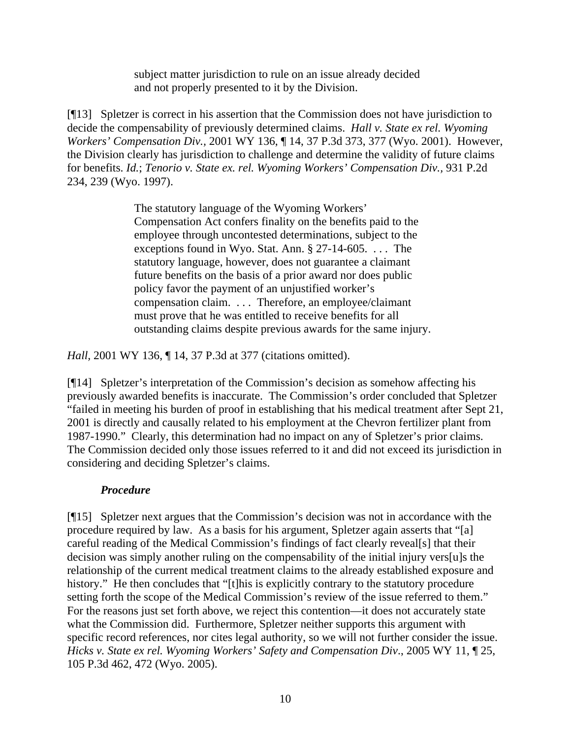> subject matter jurisdiction to rule on an issue already decided and not properly presented to it by the Division.

[¶13] Spletzer is correct in his assertion that the Commission does not have jurisdiction to decide the compensability of previously determined claims. *Hall v. State ex rel. Wyoming Workers' Compensation Div.*, 2001 WY 136, ¶ 14, 37 P.3d 373, 377 (Wyo. 2001). However, the Division clearly has jurisdiction to challenge and determine the validity of future claims for benefits. *Id.*; *Tenorio v. State ex. rel. Wyoming Workers' Compensation Div.*, 931 P.2d 234, 239 (Wyo. 1997).

> The statutory language of the Wyoming Workers' Compensation Act confers finality on the benefits paid to the employee through uncontested determinations, subject to the exceptions found in Wyo. Stat. Ann. § 27-14-605. . . . The statutory language, however, does not guarantee a claimant future benefits on the basis of a prior award nor does public policy favor the payment of an unjustified worker's compensation claim. . . . Therefore, an employee/claimant must prove that he was entitled to receive benefits for all outstanding claims despite previous awards for the same injury.

*Hall*, 2001 WY 136, ¶ 14, 37 P.3d at 377 (citations omitted).

[¶14] Spletzer's interpretation of the Commission's decision as somehow affecting his previously awarded benefits is inaccurate. The Commission's order concluded that Spletzer "failed in meeting his burden of proof in establishing that his medical treatment after Sept 21, 2001 is directly and causally related to his employment at the Chevron fertilizer plant from 1987-1990." Clearly, this determination had no impact on any of Spletzer's prior claims. The Commission decided only those issues referred to it and did not exceed its jurisdiction in considering and deciding Spletzer's claims.

***Procedure***

[¶15] Spletzer next argues that the Commission's decision was not in accordance with the procedure required by law. As a basis for his argument, Spletzer again asserts that "[a] careful reading of the Medical Commission's findings of fact clearly reveal[s] that their decision was simply another ruling on the compensability of the initial injury vers[u]s the relationship of the current medical treatment claims to the already established exposure and history." He then concludes that "[t]his is explicitly contrary to the statutory procedure setting forth the scope of the Medical Commission's review of the issue referred to them." For the reasons just set forth above, we reject this contention—it does not accurately state what the Commission did. Furthermore, Spletzer neither supports this argument with specific record references, nor cites legal authority, so we will not further consider the issue. *Hicks v. State ex rel. Wyoming Workers' Safety and Compensation Div*., 2005 WY 11, ¶ 25, 105 P.3d 462, 472 (Wyo. 2005).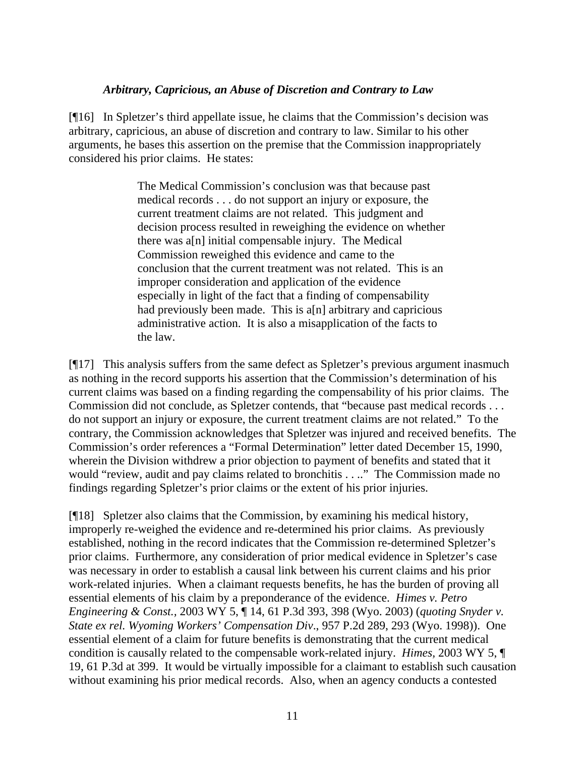***Arbitrary, Capricious, an Abuse of Discretion and Contrary to Law***

[¶16] In Spletzer's third appellate issue, he claims that the Commission's decision was arbitrary, capricious, an abuse of discretion and contrary to law. Similar to his other arguments, he bases this assertion on the premise that the Commission inappropriately considered his prior claims. He states:

> The Medical Commission's conclusion was that because past medical records . . . do not support an injury or exposure, the current treatment claims are not related. This judgment and decision process resulted in reweighing the evidence on whether there was a[n] initial compensable injury. The Medical Commission reweighed this evidence and came to the conclusion that the current treatment was not related. This is an improper consideration and application of the evidence especially in light of the fact that a finding of compensability had previously been made. This is a[n] arbitrary and capricious administrative action. It is also a misapplication of the facts to the law.

[¶17] This analysis suffers from the same defect as Spletzer's previous argument inasmuch as nothing in the record supports his assertion that the Commission's determination of his current claims was based on a finding regarding the compensability of his prior claims. The Commission did not conclude, as Spletzer contends, that "because past medical records . . . do not support an injury or exposure, the current treatment claims are not related." To the contrary, the Commission acknowledges that Spletzer was injured and received benefits. The Commission's order references a "Formal Determination" letter dated December 15, 1990, wherein the Division withdrew a prior objection to payment of benefits and stated that it would "review, audit and pay claims related to bronchitis . . .." The Commission made no findings regarding Spletzer's prior claims or the extent of his prior injuries.

[¶18] Spletzer also claims that the Commission, by examining his medical history, improperly re-weighed the evidence and re-determined his prior claims. As previously established, nothing in the record indicates that the Commission re-determined Spletzer's prior claims. Furthermore, any consideration of prior medical evidence in Spletzer's case was necessary in order to establish a causal link between his current claims and his prior work-related injuries. When a claimant requests benefits, he has the burden of proving all essential elements of his claim by a preponderance of the evidence. *Himes v. Petro Engineering & Const.*, 2003 WY 5, ¶ 14, 61 P.3d 393, 398 (Wyo. 2003) (*quoting Snyder v. State ex rel. Wyoming Workers' Compensation Div*., 957 P.2d 289, 293 (Wyo. 1998)). One essential element of a claim for future benefits is demonstrating that the current medical condition is causally related to the compensable work-related injury. *Himes*, 2003 WY 5, ¶ 19, 61 P.3d at 399. It would be virtually impossible for a claimant to establish such causation without examining his prior medical records. Also, when an agency conducts a contested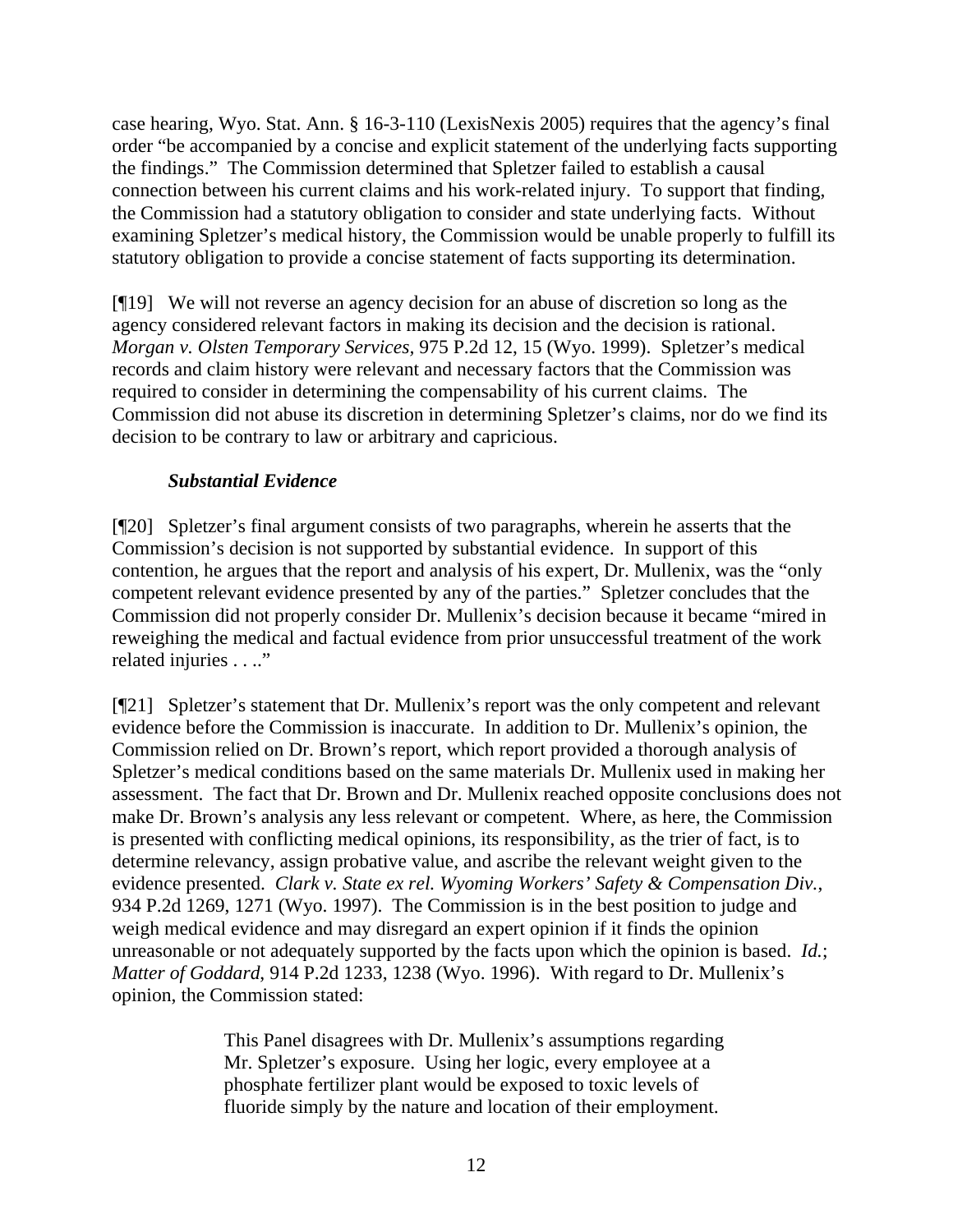case hearing, Wyo. Stat. Ann. § 16-3-110 (LexisNexis 2005) requires that the agency's final order "be accompanied by a concise and explicit statement of the underlying facts supporting the findings." The Commission determined that Spletzer failed to establish a causal connection between his current claims and his work-related injury. To support that finding, the Commission had a statutory obligation to consider and state underlying facts. Without examining Spletzer's medical history, the Commission would be unable properly to fulfill its statutory obligation to provide a concise statement of facts supporting its determination.

[¶19] We will not reverse an agency decision for an abuse of discretion so long as the agency considered relevant factors in making its decision and the decision is rational. *Morgan v. Olsten Temporary Services*, 975 P.2d 12, 15 (Wyo. 1999). Spletzer's medical records and claim history were relevant and necessary factors that the Commission was required to consider in determining the compensability of his current claims. The Commission did not abuse its discretion in determining Spletzer's claims, nor do we find its decision to be contrary to law or arbitrary and capricious.

***Substantial Evidence***

[¶20] Spletzer's final argument consists of two paragraphs, wherein he asserts that the Commission's decision is not supported by substantial evidence. In support of this contention, he argues that the report and analysis of his expert, Dr. Mullenix, was the "only competent relevant evidence presented by any of the parties." Spletzer concludes that the Commission did not properly consider Dr. Mullenix's decision because it became "mired in reweighing the medical and factual evidence from prior unsuccessful treatment of the work related injuries . . .."

[¶21] Spletzer's statement that Dr. Mullenix's report was the only competent and relevant evidence before the Commission is inaccurate. In addition to Dr. Mullenix's opinion, the Commission relied on Dr. Brown's report, which report provided a thorough analysis of Spletzer's medical conditions based on the same materials Dr. Mullenix used in making her assessment. The fact that Dr. Brown and Dr. Mullenix reached opposite conclusions does not make Dr. Brown's analysis any less relevant or competent. Where, as here, the Commission is presented with conflicting medical opinions, its responsibility, as the trier of fact, is to determine relevancy, assign probative value, and ascribe the relevant weight given to the evidence presented. *Clark v. State ex rel. Wyoming Workers' Safety & Compensation Div.*, 934 P.2d 1269, 1271 (Wyo. 1997). The Commission is in the best position to judge and weigh medical evidence and may disregard an expert opinion if it finds the opinion unreasonable or not adequately supported by the facts upon which the opinion is based. *Id.*; *Matter of Goddard*, 914 P.2d 1233, 1238 (Wyo. 1996). With regard to Dr. Mullenix's opinion, the Commission stated:

> This Panel disagrees with Dr. Mullenix's assumptions regarding Mr. Spletzer's exposure. Using her logic, every employee at a phosphate fertilizer plant would be exposed to toxic levels of fluoride simply by the nature and location of their employment.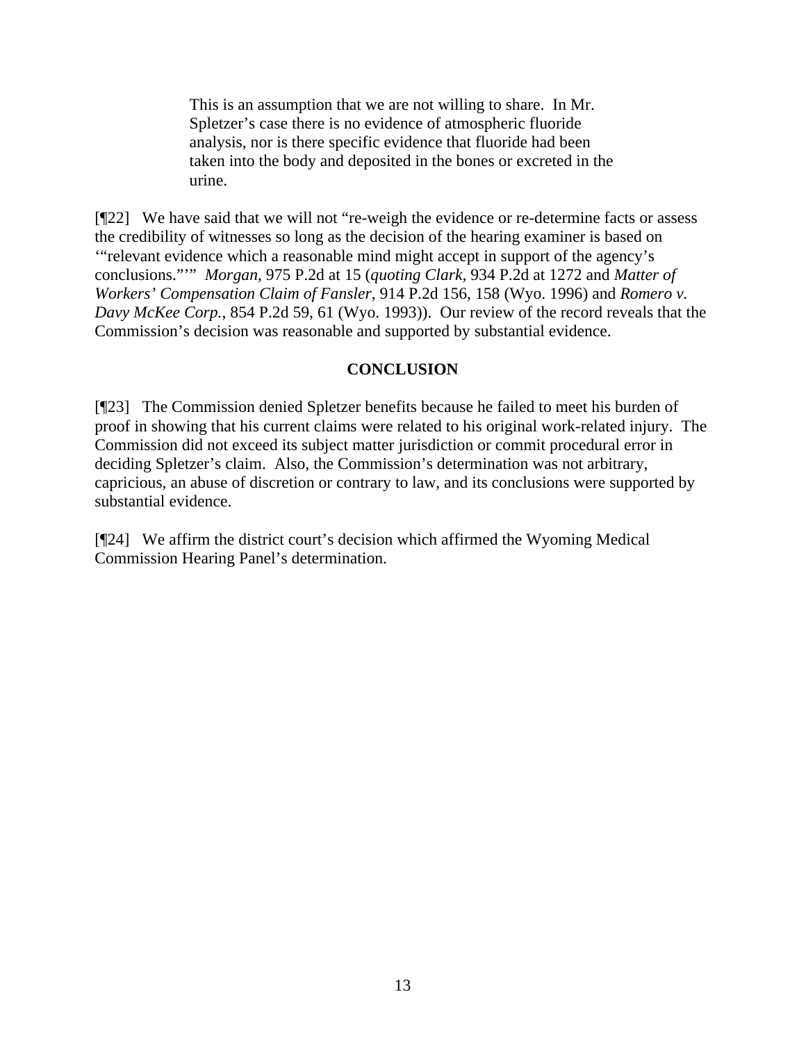> This is an assumption that we are not willing to share. In Mr. Spletzer's case there is no evidence of atmospheric fluoride analysis, nor is there specific evidence that fluoride had been taken into the body and deposited in the bones or excreted in the urine.

[¶22] We have said that we will not "re-weigh the evidence or re-determine facts or assess the credibility of witnesses so long as the decision of the hearing examiner is based on '"relevant evidence which a reasonable mind might accept in support of the agency's conclusions."'" *Morgan*, 975 P.2d at 15 (*quoting Clark*, 934 P.2d at 1272 and *Matter of Workers' Compensation Claim of Fansler*, 914 P.2d 156, 158 (Wyo. 1996) and *Romero v. Davy McKee Corp.*, 854 P.2d 59, 61 (Wyo. 1993)). Our review of the record reveals that the Commission's decision was reasonable and supported by substantial evidence.

## CONCLUSION

[¶23] The Commission denied Spletzer benefits because he failed to meet his burden of proof in showing that his current claims were related to his original work-related injury. The Commission did not exceed its subject matter jurisdiction or commit procedural error in deciding Spletzer's claim. Also, the Commission's determination was not arbitrary, capricious, an abuse of discretion or contrary to law, and its conclusions were supported by substantial evidence.

[¶24] We affirm the district court's decision which affirmed the Wyoming Medical Commission Hearing Panel's determination.